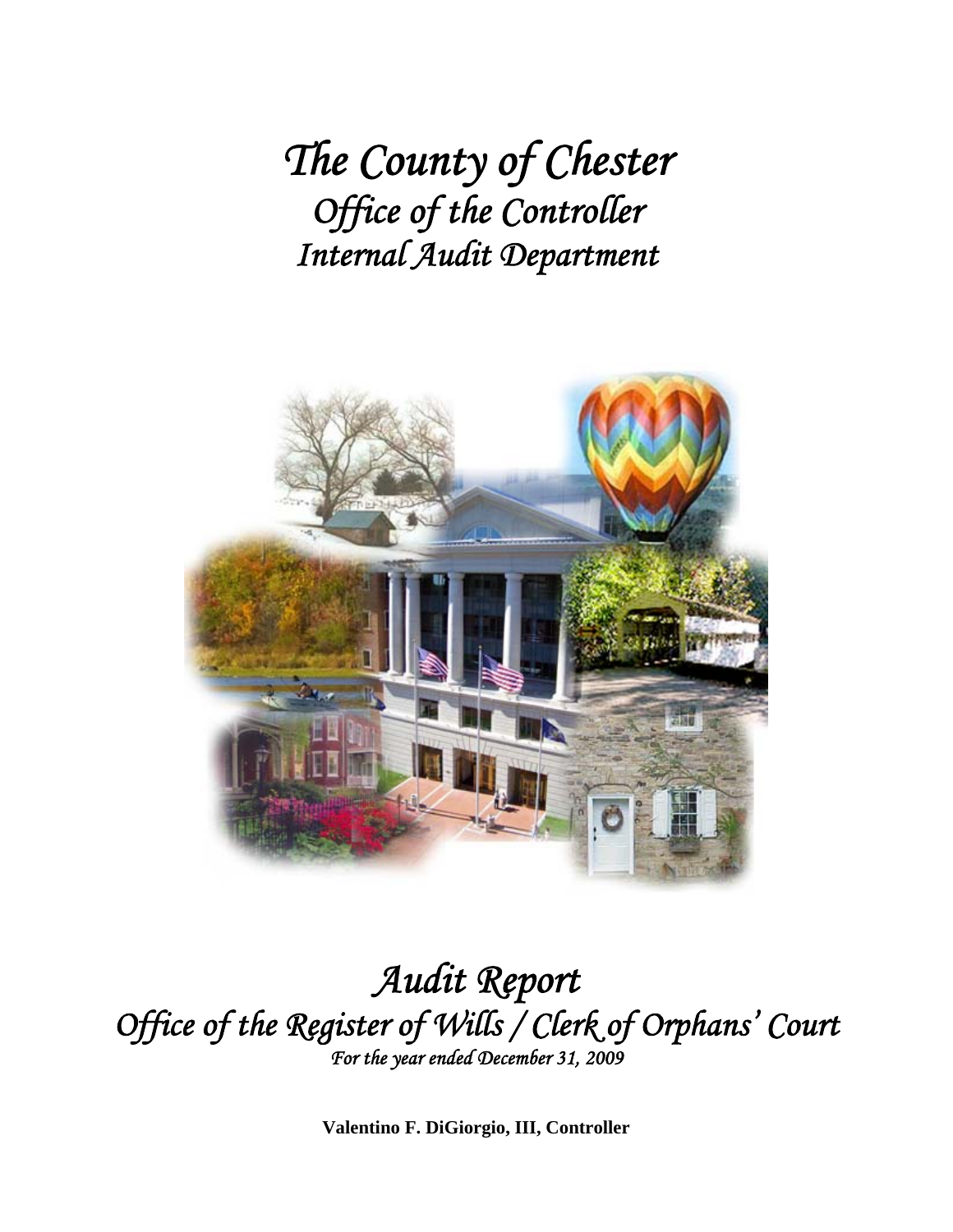# *The County of Chester*
## *Office of the Controller*
## *Internal Audit Department*

# *Audit Report*
## *Office of the Register of Wills / Clerk of Orphans' Court*
*For the year ended December 31, 2009*

**Valentino F. DiGiorgio, III, Controller**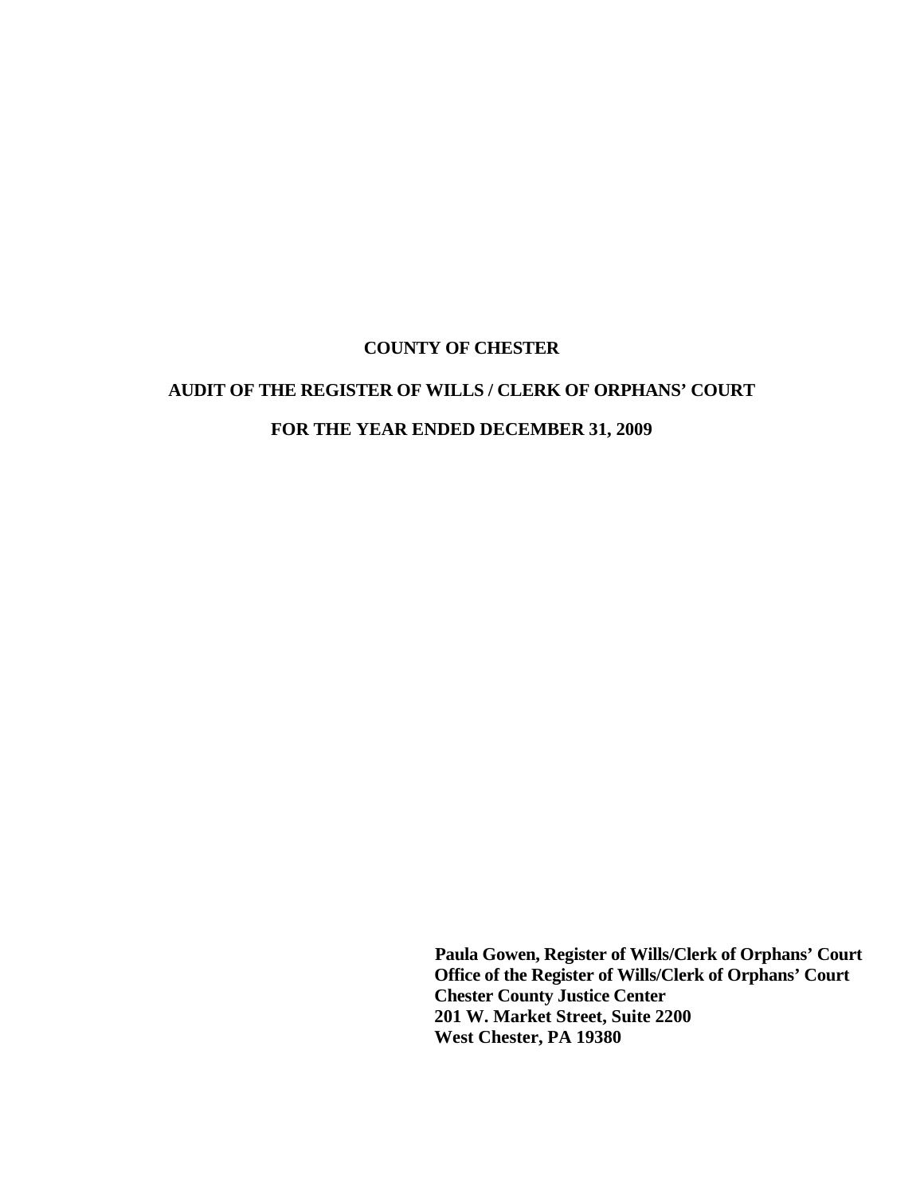**COUNTY OF CHESTER**

**AUDIT OF THE REGISTER OF WILLS / CLERK OF ORPHANS' COURT**

**FOR THE YEAR ENDED DECEMBER 31, 2009**

**Paula Gowen, Register of Wills/Clerk of Orphans' Court**
**Office of the Register of Wills/Clerk of Orphans' Court**
**Chester County Justice Center**
**201 W. Market Street, Suite 2200**
**West Chester, PA 19380**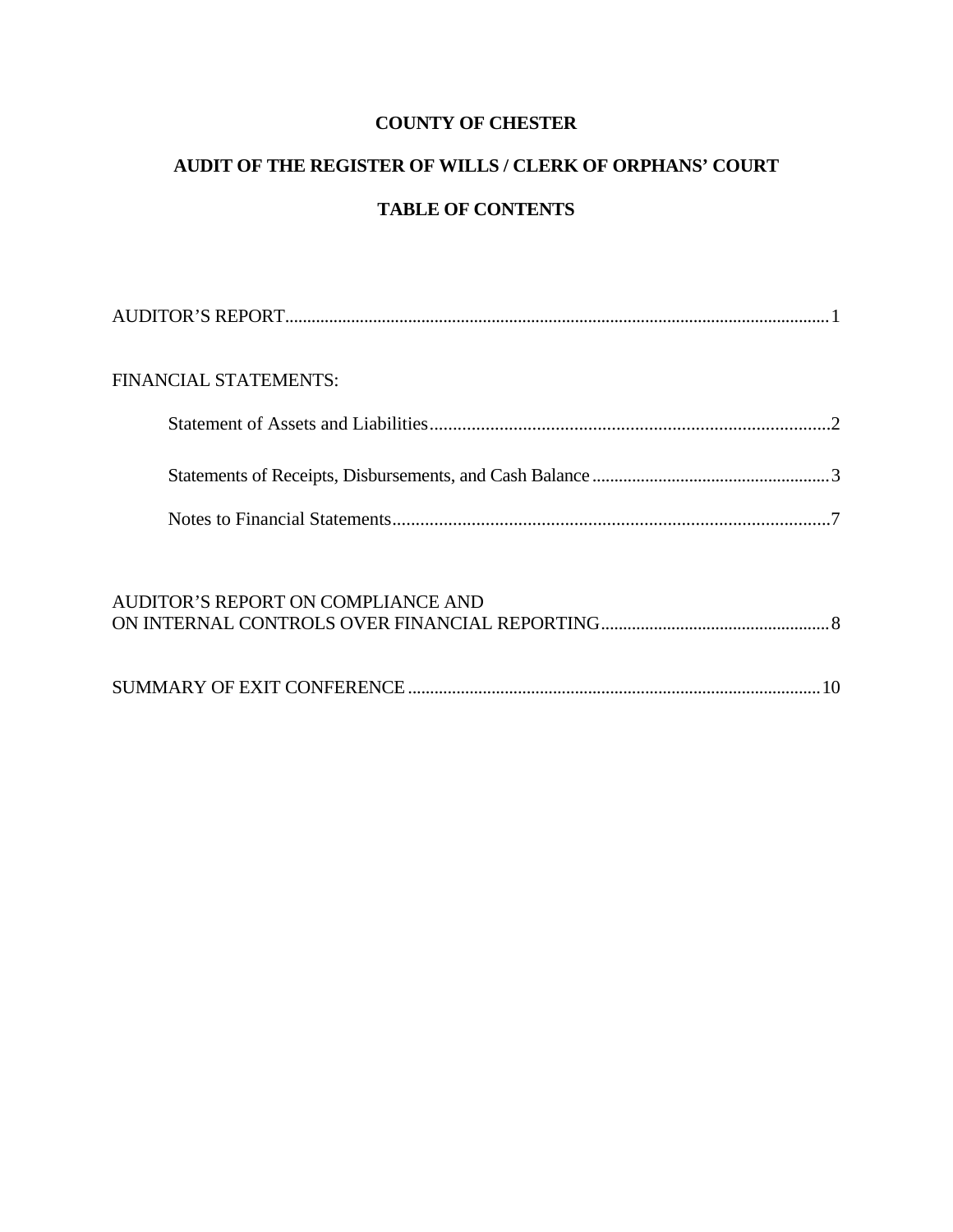# COUNTY OF CHESTER

## AUDIT OF THE REGISTER OF WILLS / CLERK OF ORPHANS' COURT

## TABLE OF CONTENTS

AUDITOR'S REPORT.......................................................................................................1

FINANCIAL STATEMENTS:

- Statement of Assets and Liabilities.......................................................................2
- Statements of Receipts, Disbursements, and Cash Balance.......................................3
- Notes to Financial Statements...............................................................................7

AUDITOR'S REPORT ON COMPLIANCE AND ON INTERNAL CONTROLS OVER FINANCIAL REPORTING.......................................8

SUMMARY OF EXIT CONFERENCE.............................................................................10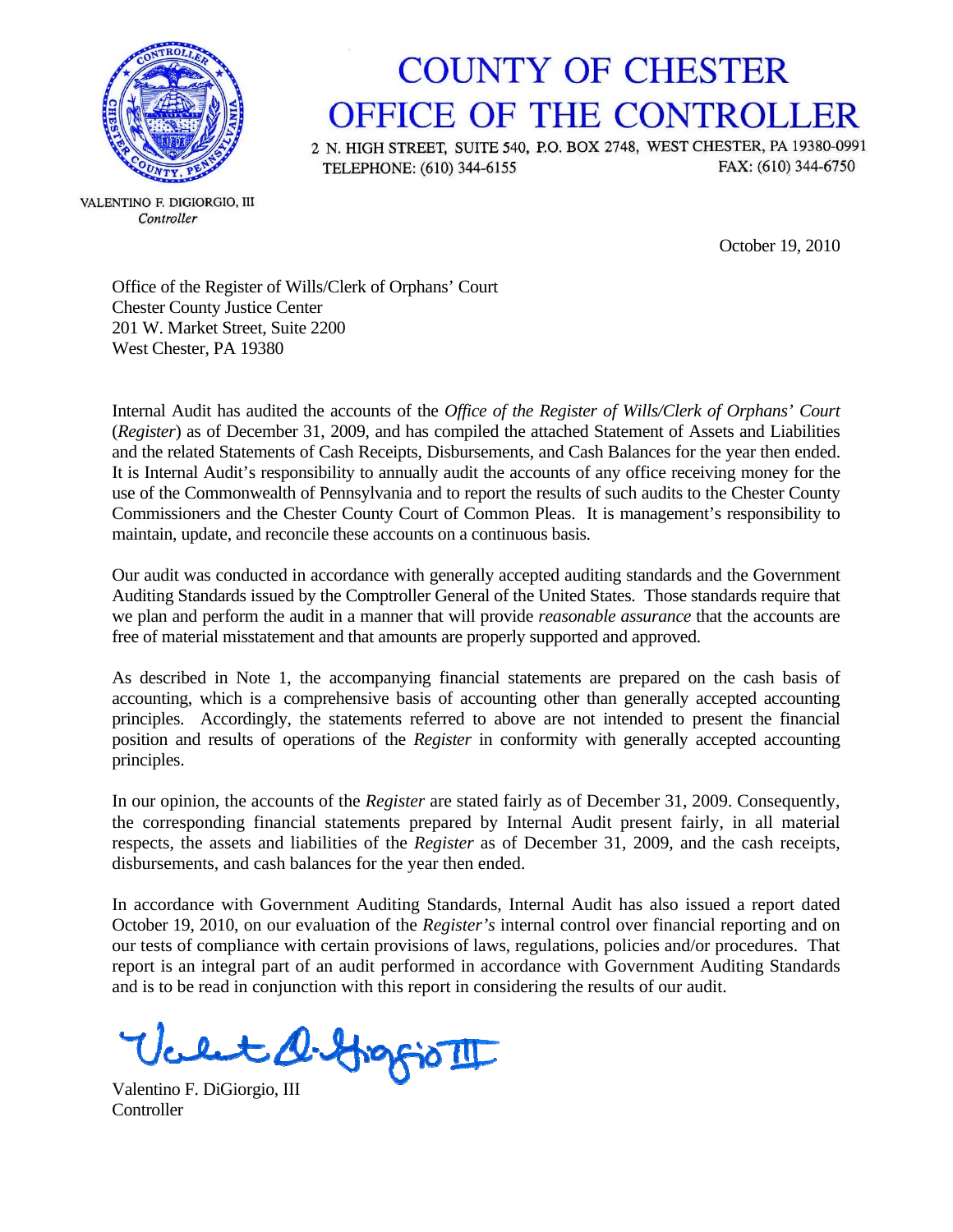# COUNTY OF CHESTER
# OFFICE OF THE CONTROLLER

2 N. HIGH STREET, SUITE 540, P.O. BOX 2748, WEST CHESTER, PA 19380-0991
TELEPHONE: (610) 344-6155 FAX: (610) 344-6750

VALENTINO F. DIGIORGIO, III
*Controller*

October 19, 2010

Office of the Register of Wills/Clerk of Orphans' Court
Chester County Justice Center
201 W. Market Street, Suite 2200
West Chester, PA 19380

Internal Audit has audited the accounts of the *Office of the Register of Wills/Clerk of Orphans' Court* (*Register*) as of December 31, 2009, and has compiled the attached Statement of Assets and Liabilities and the related Statements of Cash Receipts, Disbursements, and Cash Balances for the year then ended. It is Internal Audit's responsibility to annually audit the accounts of any office receiving money for the use of the Commonwealth of Pennsylvania and to report the results of such audits to the Chester County Commissioners and the Chester County Court of Common Pleas. It is management's responsibility to maintain, update, and reconcile these accounts on a continuous basis.

Our audit was conducted in accordance with generally accepted auditing standards and the Government Auditing Standards issued by the Comptroller General of the United States. Those standards require that we plan and perform the audit in a manner that will provide *reasonable assurance* that the accounts are free of material misstatement and that amounts are properly supported and approved.

As described in Note 1, the accompanying financial statements are prepared on the cash basis of accounting, which is a comprehensive basis of accounting other than generally accepted accounting principles. Accordingly, the statements referred to above are not intended to present the financial position and results of operations of the *Register* in conformity with generally accepted accounting principles.

In our opinion, the accounts of the *Register* are stated fairly as of December 31, 2009. Consequently, the corresponding financial statements prepared by Internal Audit present fairly, in all material respects, the assets and liabilities of the *Register* as of December 31, 2009, and the cash receipts, disbursements, and cash balances for the year then ended.

In accordance with Government Auditing Standards, Internal Audit has also issued a report dated October 19, 2010, on our evaluation of the *Register's* internal control over financial reporting and on our tests of compliance with certain provisions of laws, regulations, policies and/or procedures. That report is an integral part of an audit performed in accordance with Government Auditing Standards and is to be read in conjunction with this report in considering the results of our audit.

Valentino F. DiGiorgio, III
Controller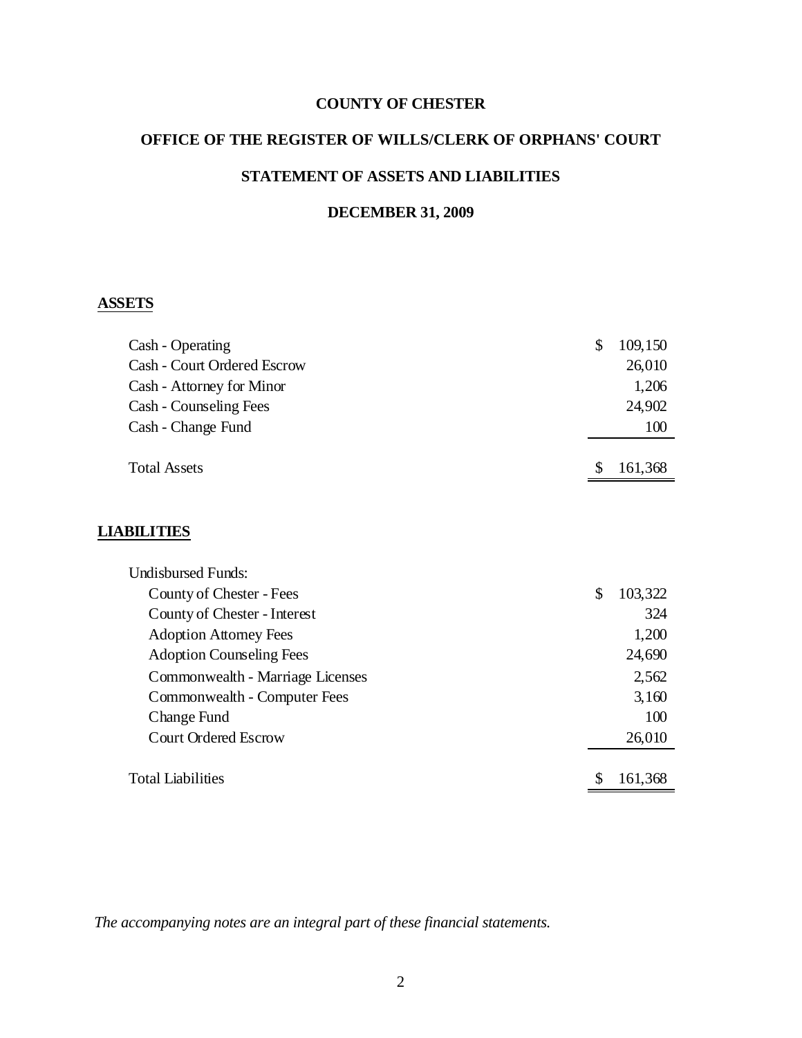# COUNTY OF CHESTER

## OFFICE OF THE REGISTER OF WILLS/CLERK OF ORPHANS' COURT

## STATEMENT OF ASSETS AND LIABILITIES

## DECEMBER 31, 2009

**ASSETS**

| | |
|---|---|
| Cash - Operating | $ 109,150 |
| Cash - Court Ordered Escrow | 26,010 |
| Cash - Attorney for Minor | 1,206 |
| Cash - Counseling Fees | 24,902 |
| Cash - Change Fund | 100 |
| Total Assets | $ 161,368 |

**LIABILITIES**

| | |
|---|---|
| Undisbursed Funds: | |
| County of Chester - Fees | $ 103,322 |
| County of Chester - Interest | 324 |
| Adoption Attorney Fees | 1,200 |
| Adoption Counseling Fees | 24,690 |
| Commonwealth - Marriage Licenses | 2,562 |
| Commonwealth - Computer Fees | 3,160 |
| Change Fund | 100 |
| Court Ordered Escrow | 26,010 |
| Total Liabilities | $ 161,368 |

*The accompanying notes are an integral part of these financial statements.*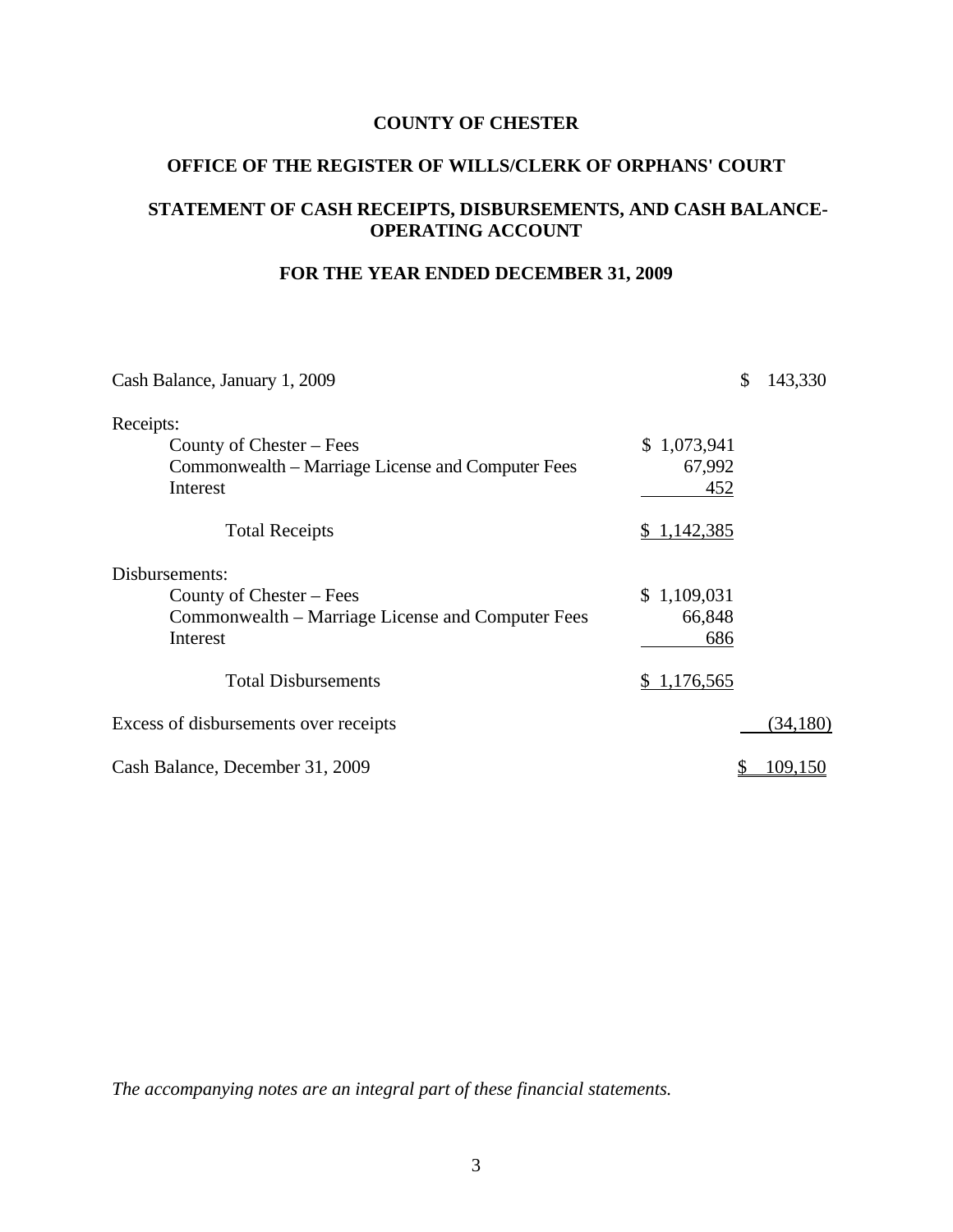**COUNTY OF CHESTER**

**OFFICE OF THE REGISTER OF WILLS/CLERK OF ORPHANS' COURT**

**STATEMENT OF CASH RECEIPTS, DISBURSEMENTS, AND CASH BALANCE-OPERATING ACCOUNT**

**FOR THE YEAR ENDED DECEMBER 31, 2009**

| | | |
|---|---|---|
| Cash Balance, January 1, 2009 | | $ 143,330 |
| Receipts: | | |
| County of Chester – Fees | $ 1,073,941 | |
| Commonwealth – Marriage License and Computer Fees | 67,992 | |
| Interest | 452 | |
| Total Receipts | $ 1,142,385 | |
| Disbursements: | | |
| County of Chester – Fees | $ 1,109,031 | |
| Commonwealth – Marriage License and Computer Fees | 66,848 | |
| Interest | 686 | |
| Total Disbursements | $ 1,176,565 | |
| Excess of disbursements over receipts | | (34,180) |
| Cash Balance, December 31, 2009 | | $ 109,150 |

*The accompanying notes are an integral part of these financial statements.*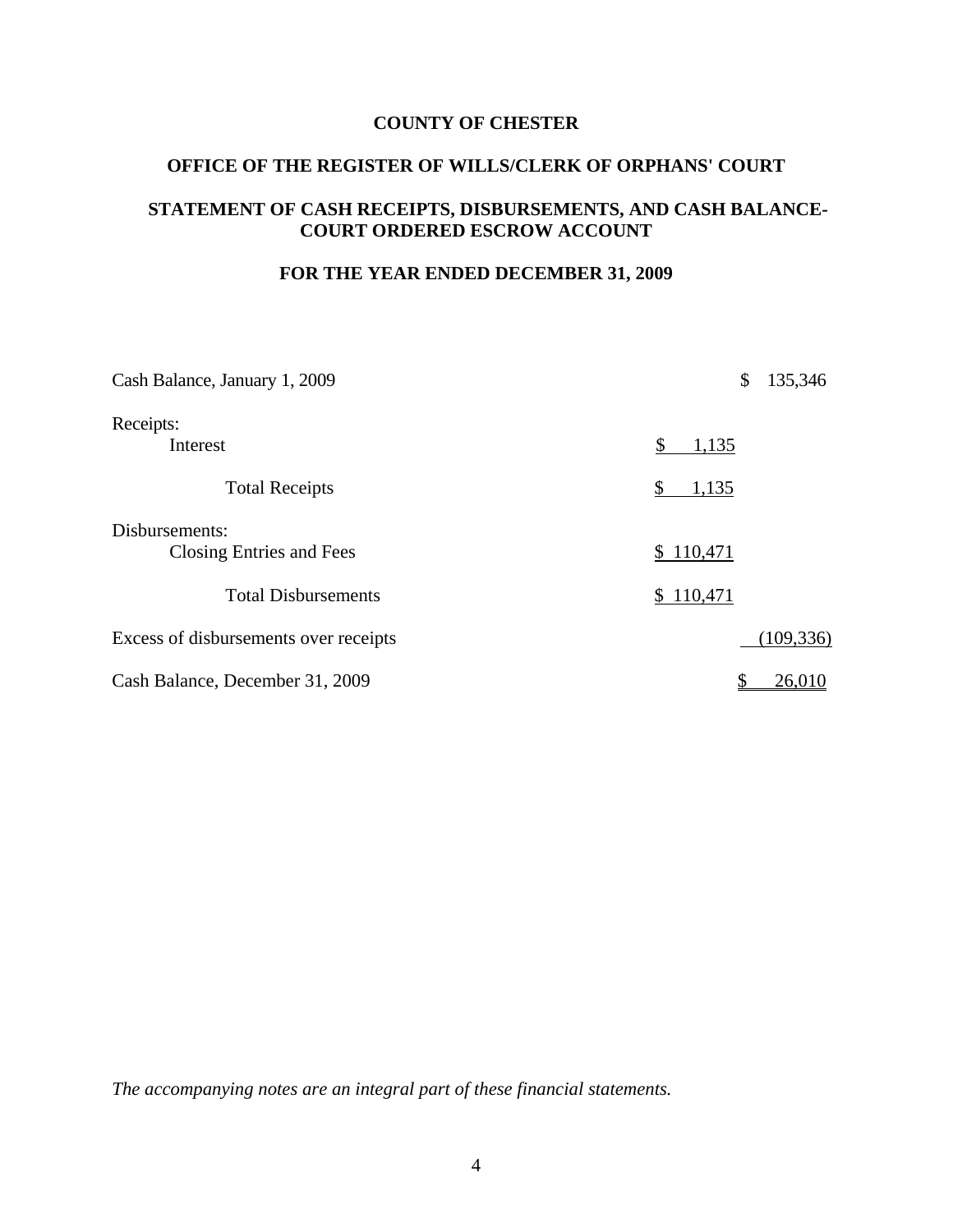**COUNTY OF CHESTER**

**OFFICE OF THE REGISTER OF WILLS/CLERK OF ORPHANS' COURT**

**STATEMENT OF CASH RECEIPTS, DISBURSEMENTS, AND CASH BALANCE-COURT ORDERED ESCROW ACCOUNT**

**FOR THE YEAR ENDED DECEMBER 31, 2009**

| | | |
|---|---|---|
| Cash Balance, January 1, 2009 | | $ 135,346 |
| Receipts: | | |
| Interest | $ 1,135 | |
| Total Receipts | $ 1,135 | |
| Disbursements: | | |
| Closing Entries and Fees | $ 110,471 | |
| Total Disbursements | $ 110,471 | |
| Excess of disbursements over receipts | | (109,336) |
| Cash Balance, December 31, 2009 | | $ 26,010 |

*The accompanying notes are an integral part of these financial statements.*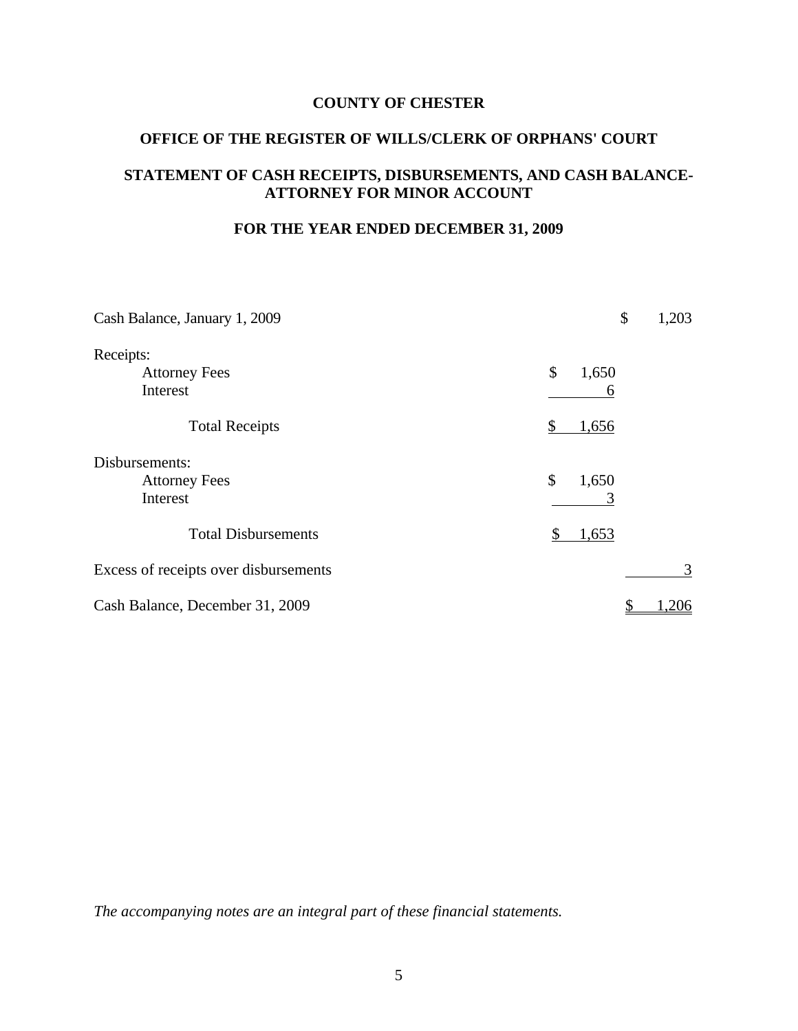**COUNTY OF CHESTER**

**OFFICE OF THE REGISTER OF WILLS/CLERK OF ORPHANS' COURT**

**STATEMENT OF CASH RECEIPTS, DISBURSEMENTS, AND CASH BALANCE-ATTORNEY FOR MINOR ACCOUNT**

**FOR THE YEAR ENDED DECEMBER 31, 2009**

| | | |
|---|---|---|
| Cash Balance, January 1, 2009 | | $ 1,203 |
| Receipts: | | |
| Attorney Fees | $ 1,650 | |
| Interest | 6 | |
| Total Receipts | $ 1,656 | |
| Disbursements: | | |
| Attorney Fees | $ 1,650 | |
| Interest | 3 | |
| Total Disbursements | $ 1,653 | |
| Excess of receipts over disbursements | | 3 |
| Cash Balance, December 31, 2009 | | $ 1,206 |

*The accompanying notes are an integral part of these financial statements.*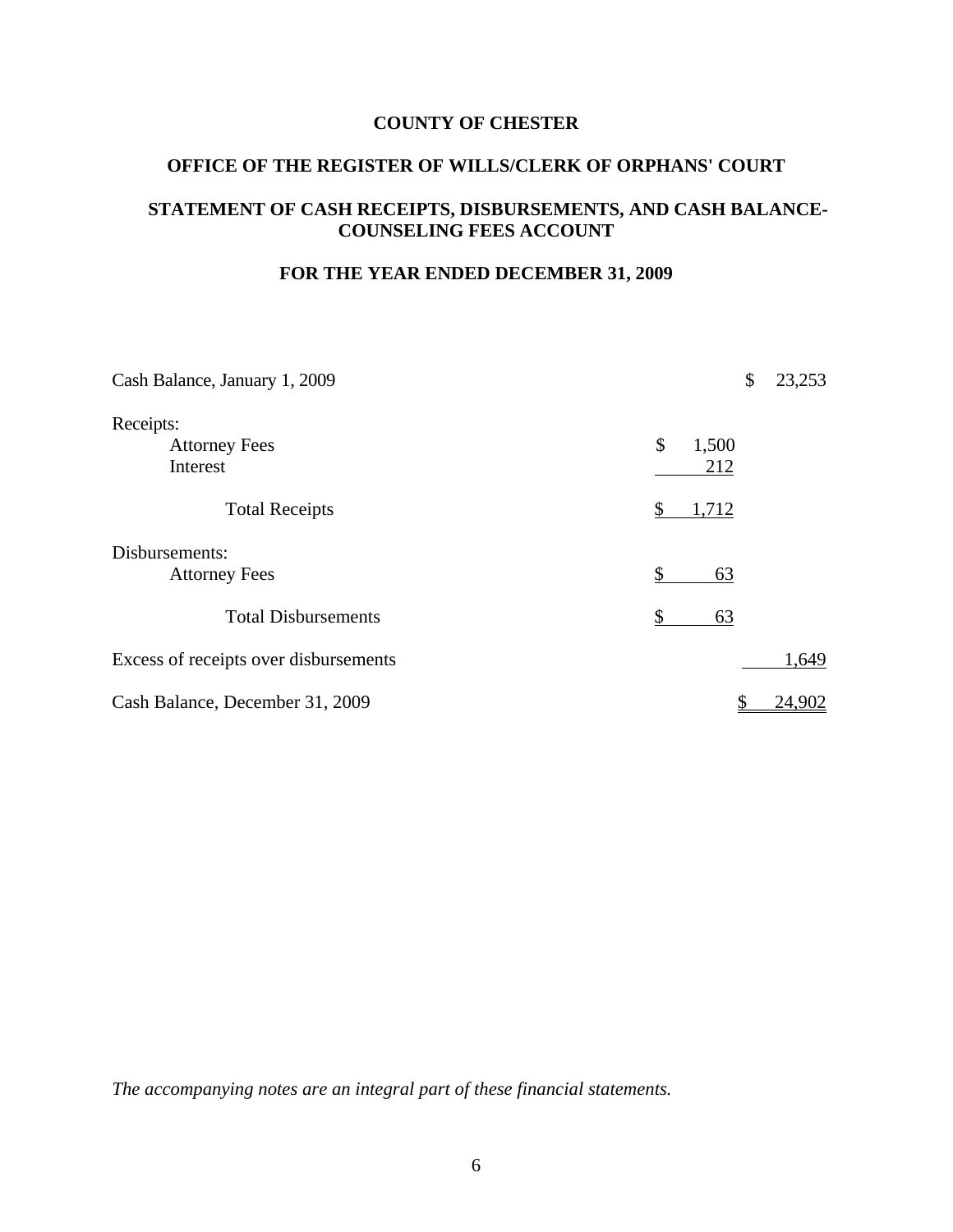**COUNTY OF CHESTER**

**OFFICE OF THE REGISTER OF WILLS/CLERK OF ORPHANS' COURT**

**STATEMENT OF CASH RECEIPTS, DISBURSEMENTS, AND CASH BALANCE-COUNSELING FEES ACCOUNT**

**FOR THE YEAR ENDED DECEMBER 31, 2009**

| | | |
|---|---|---|
| Cash Balance, January 1, 2009 | | $ 23,253 |
| Receipts: | | |
| Attorney Fees | $ 1,500 | |
| Interest | 212 | |
| Total Receipts | $ 1,712 | |
| Disbursements: | | |
| Attorney Fees | $ 63 | |
| Total Disbursements | $ 63 | |
| Excess of receipts over disbursements | | 1,649 |
| Cash Balance, December 31, 2009 | | $ 24,902 |

*The accompanying notes are an integral part of these financial statements.*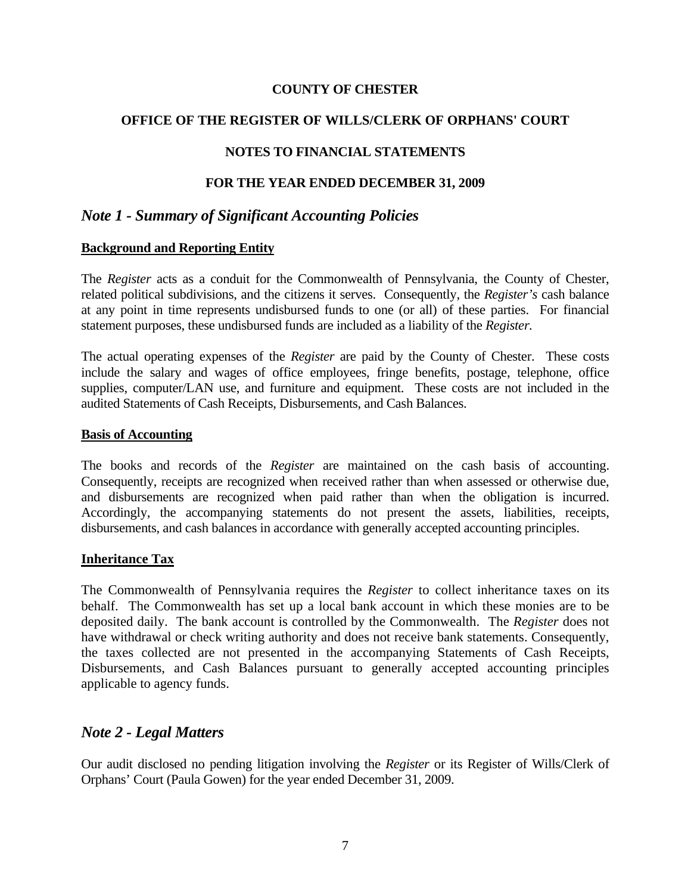**COUNTY OF CHESTER**

**OFFICE OF THE REGISTER OF WILLS/CLERK OF ORPHANS' COURT**

**NOTES TO FINANCIAL STATEMENTS**

**FOR THE YEAR ENDED DECEMBER 31, 2009**

## *Note 1 - Summary of Significant Accounting Policies*

**Background and Reporting Entity**

The *Register* acts as a conduit for the Commonwealth of Pennsylvania, the County of Chester, related political subdivisions, and the citizens it serves. Consequently, the *Register's* cash balance at any point in time represents undisbursed funds to one (or all) of these parties. For financial statement purposes, these undisbursed funds are included as a liability of the *Register.*

The actual operating expenses of the *Register* are paid by the County of Chester. These costs include the salary and wages of office employees, fringe benefits, postage, telephone, office supplies, computer/LAN use, and furniture and equipment. These costs are not included in the audited Statements of Cash Receipts, Disbursements, and Cash Balances.

**Basis of Accounting**

The books and records of the *Register* are maintained on the cash basis of accounting. Consequently, receipts are recognized when received rather than when assessed or otherwise due, and disbursements are recognized when paid rather than when the obligation is incurred. Accordingly, the accompanying statements do not present the assets, liabilities, receipts, disbursements, and cash balances in accordance with generally accepted accounting principles.

**Inheritance Tax**

The Commonwealth of Pennsylvania requires the *Register* to collect inheritance taxes on its behalf. The Commonwealth has set up a local bank account in which these monies are to be deposited daily. The bank account is controlled by the Commonwealth. The *Register* does not have withdrawal or check writing authority and does not receive bank statements. Consequently, the taxes collected are not presented in the accompanying Statements of Cash Receipts, Disbursements, and Cash Balances pursuant to generally accepted accounting principles applicable to agency funds.

## *Note 2 - Legal Matters*

Our audit disclosed no pending litigation involving the *Register* or its Register of Wills/Clerk of Orphans' Court (Paula Gowen) for the year ended December 31, 2009.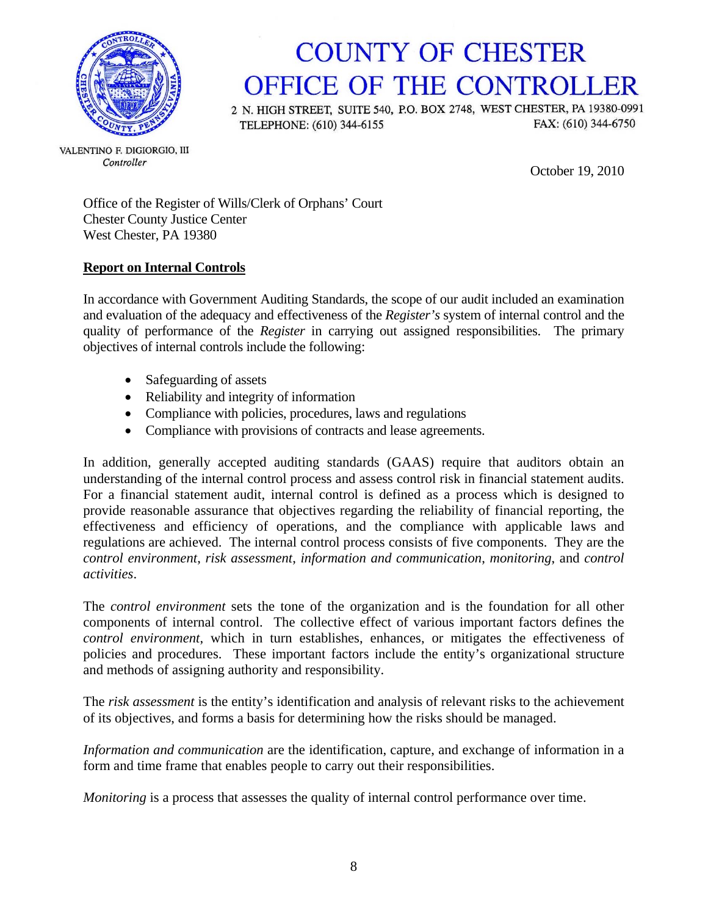# COUNTY OF CHESTER
# OFFICE OF THE CONTROLLER

2 N. HIGH STREET, SUITE 540, P.O. BOX 2748, WEST CHESTER, PA 19380-0991
TELEPHONE: (610) 344-6155 FAX: (610) 344-6750

VALENTINO F. DIGIORGIO, III
*Controller*

October 19, 2010

Office of the Register of Wills/Clerk of Orphans' Court
Chester County Justice Center
West Chester, PA 19380

**Report on Internal Controls**

In accordance with Government Auditing Standards, the scope of our audit included an examination and evaluation of the adequacy and effectiveness of the *Register's* system of internal control and the quality of performance of the *Register* in carrying out assigned responsibilities. The primary objectives of internal controls include the following:

- Safeguarding of assets
- Reliability and integrity of information
- Compliance with policies, procedures, laws and regulations
- Compliance with provisions of contracts and lease agreements.

In addition, generally accepted auditing standards (GAAS) require that auditors obtain an understanding of the internal control process and assess control risk in financial statement audits. For a financial statement audit, internal control is defined as a process which is designed to provide reasonable assurance that objectives regarding the reliability of financial reporting, the effectiveness and efficiency of operations, and the compliance with applicable laws and regulations are achieved. The internal control process consists of five components. They are the *control environment*, *risk assessment*, *information and communication*, *monitoring*, and *control activities*.

The *control environment* sets the tone of the organization and is the foundation for all other components of internal control. The collective effect of various important factors defines the *control environment*, which in turn establishes, enhances, or mitigates the effectiveness of policies and procedures. These important factors include the entity's organizational structure and methods of assigning authority and responsibility.

The *risk assessment* is the entity's identification and analysis of relevant risks to the achievement of its objectives, and forms a basis for determining how the risks should be managed.

*Information and communication* are the identification, capture, and exchange of information in a form and time frame that enables people to carry out their responsibilities.

*Monitoring* is a process that assesses the quality of internal control performance over time.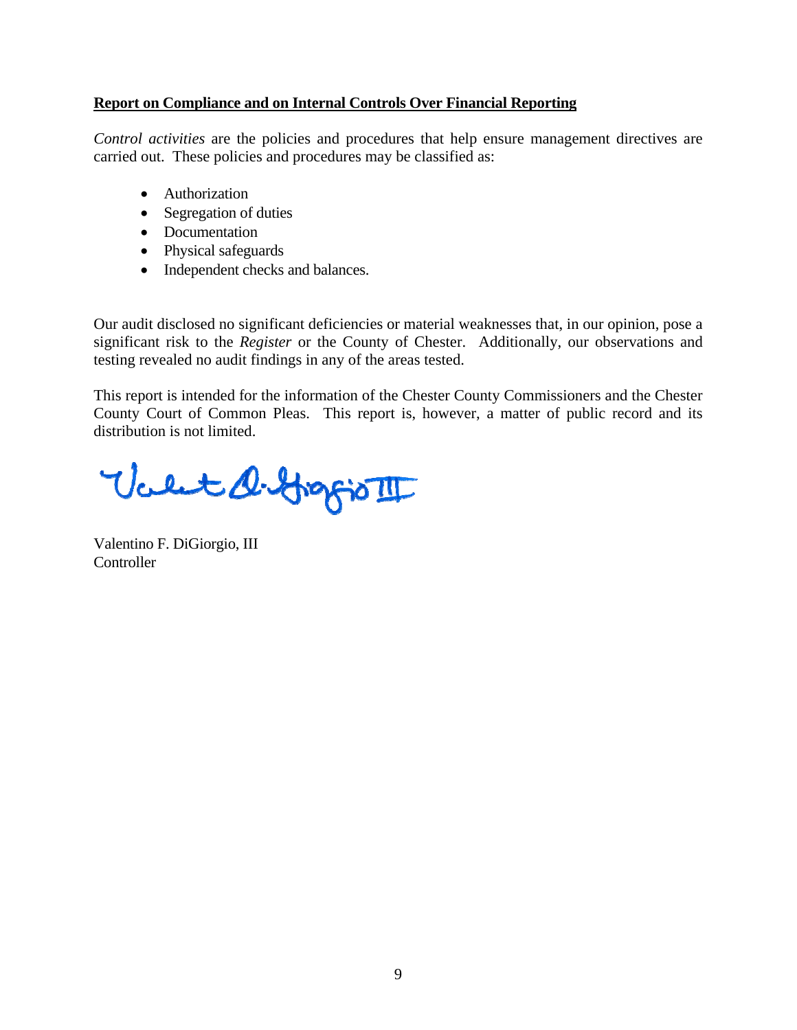**Report on Compliance and on Internal Controls Over Financial Reporting**

*Control activities* are the policies and procedures that help ensure management directives are carried out. These policies and procedures may be classified as:

- Authorization
- Segregation of duties
- Documentation
- Physical safeguards
- Independent checks and balances.

Our audit disclosed no significant deficiencies or material weaknesses that, in our opinion, pose a significant risk to the *Register* or the County of Chester. Additionally, our observations and testing revealed no audit findings in any of the areas tested.

This report is intended for the information of the Chester County Commissioners and the Chester County Court of Common Pleas. This report is, however, a matter of public record and its distribution is not limited.

Valentino F. DiGiorgio, III
Controller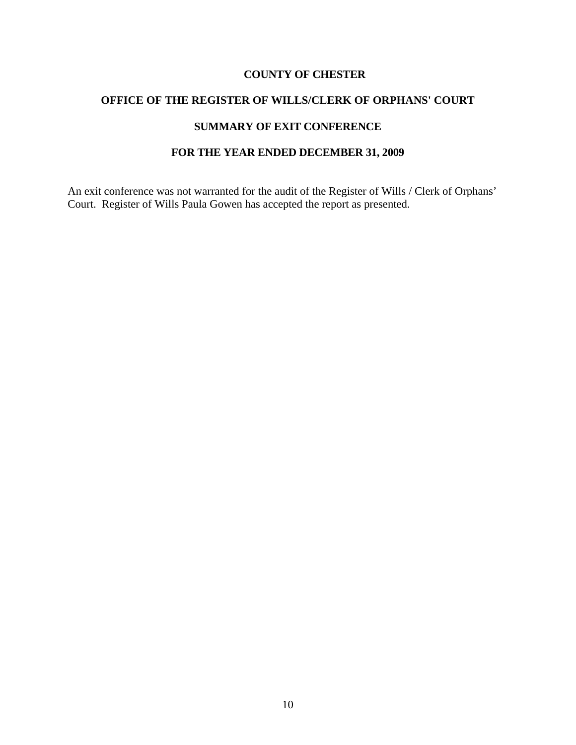**COUNTY OF CHESTER**

**OFFICE OF THE REGISTER OF WILLS/CLERK OF ORPHANS' COURT**

**SUMMARY OF EXIT CONFERENCE**

**FOR THE YEAR ENDED DECEMBER 31, 2009**

An exit conference was not warranted for the audit of the Register of Wills / Clerk of Orphans' Court. Register of Wills Paula Gowen has accepted the report as presented.